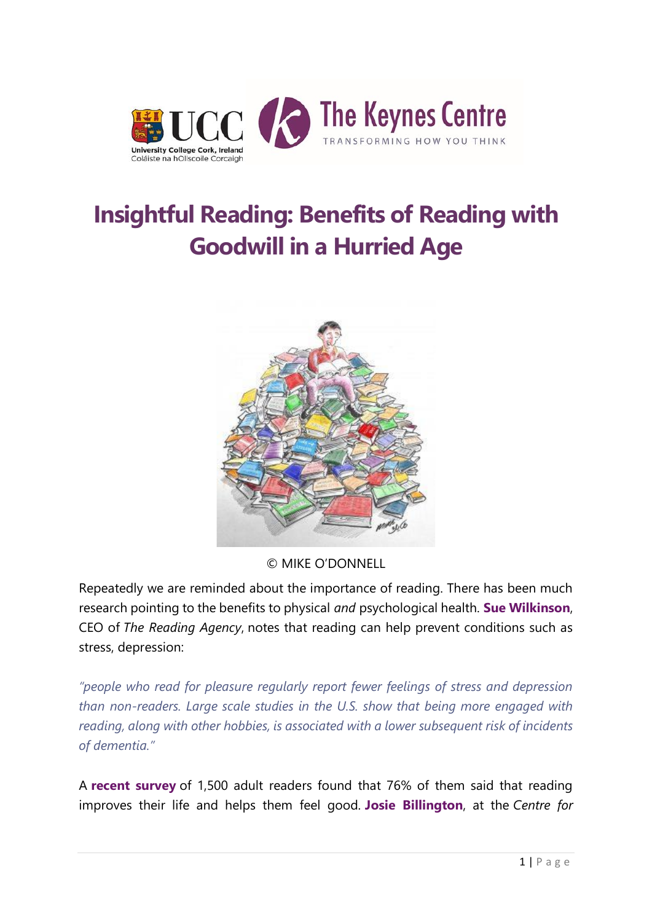# Insightful Reading: Benefits of Reading with Goodwill in a Hurried Age

© MIKE O'DONNELL

Repeatedly we are reminded about the importance of reading. There has been much research pointing to the benefits to physical *and* psychological health. **Sue Wilkinson**, CEO of *The Reading Agency*, notes that reading can help prevent conditions such as stress, depression:

*"people who read for pleasure regularly report fewer feelings of stress and depression than non-readers. Large scale studies in the U.S. show that being more engaged with reading, along with other hobbies, is associated with a lower subsequent risk of incidents of dementia."*

A **recent survey** of 1,500 adult readers found that 76% of them said that reading improves their life and helps them feel good. **Josie Billington**, at the *Centre for*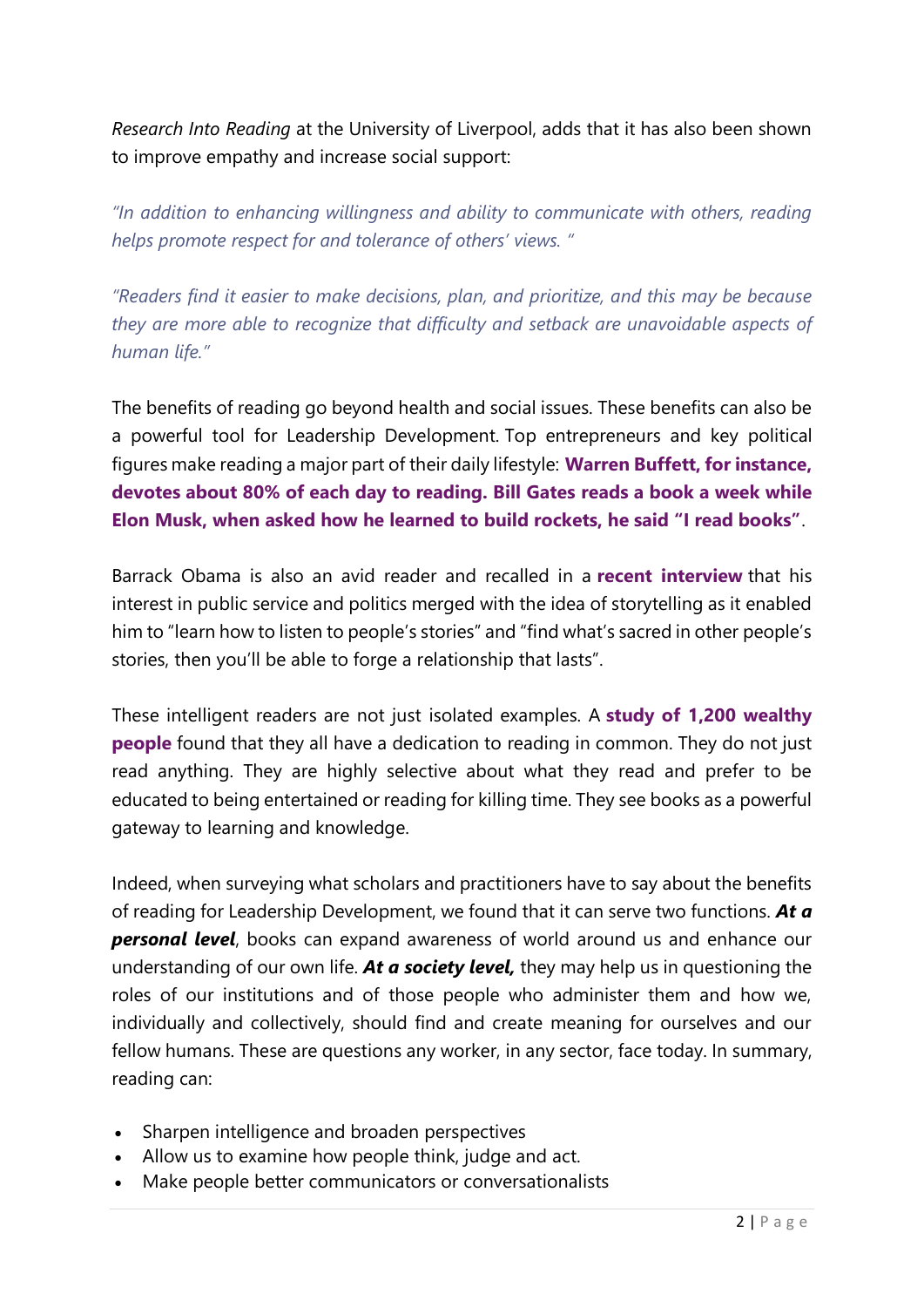*Research Into Reading* at the University of Liverpool, adds that it has also been shown to improve empathy and increase social support:

*"In addition to enhancing willingness and ability to communicate with others, reading helps promote respect for and tolerance of others' views. "*

*"Readers find it easier to make decisions, plan, and prioritize, and this may be because they are more able to recognize that difficulty and setback are unavoidable aspects of human life."*

The benefits of reading go beyond health and social issues. These benefits can also be a powerful tool for Leadership Development. Top entrepreneurs and key political figures make reading a major part of their daily lifestyle: **Warren Buffett, for instance, devotes about 80% of each day to reading. Bill Gates reads a book a week while Elon Musk, when asked how he learned to build rockets, he said "I read books"**.

Barrack Obama is also an avid reader and recalled in a **recent interview** that his interest in public service and politics merged with the idea of storytelling as it enabled him to "learn how to listen to people's stories" and "find what's sacred in other people's stories, then you'll be able to forge a relationship that lasts".

These intelligent readers are not just isolated examples. A **study of 1,200 wealthy people** found that they all have a dedication to reading in common. They do not just read anything. They are highly selective about what they read and prefer to be educated to being entertained or reading for killing time. They see books as a powerful gateway to learning and knowledge.

Indeed, when surveying what scholars and practitioners have to say about the benefits of reading for Leadership Development, we found that it can serve two functions. ***At a personal level***, books can expand awareness of world around us and enhance our understanding of our own life. ***At a society level,*** they may help us in questioning the roles of our institutions and of those people who administer them and how we, individually and collectively, should find and create meaning for ourselves and our fellow humans. These are questions any worker, in any sector, face today. In summary, reading can:

- Sharpen intelligence and broaden perspectives
- Allow us to examine how people think, judge and act.
- Make people better communicators or conversationalists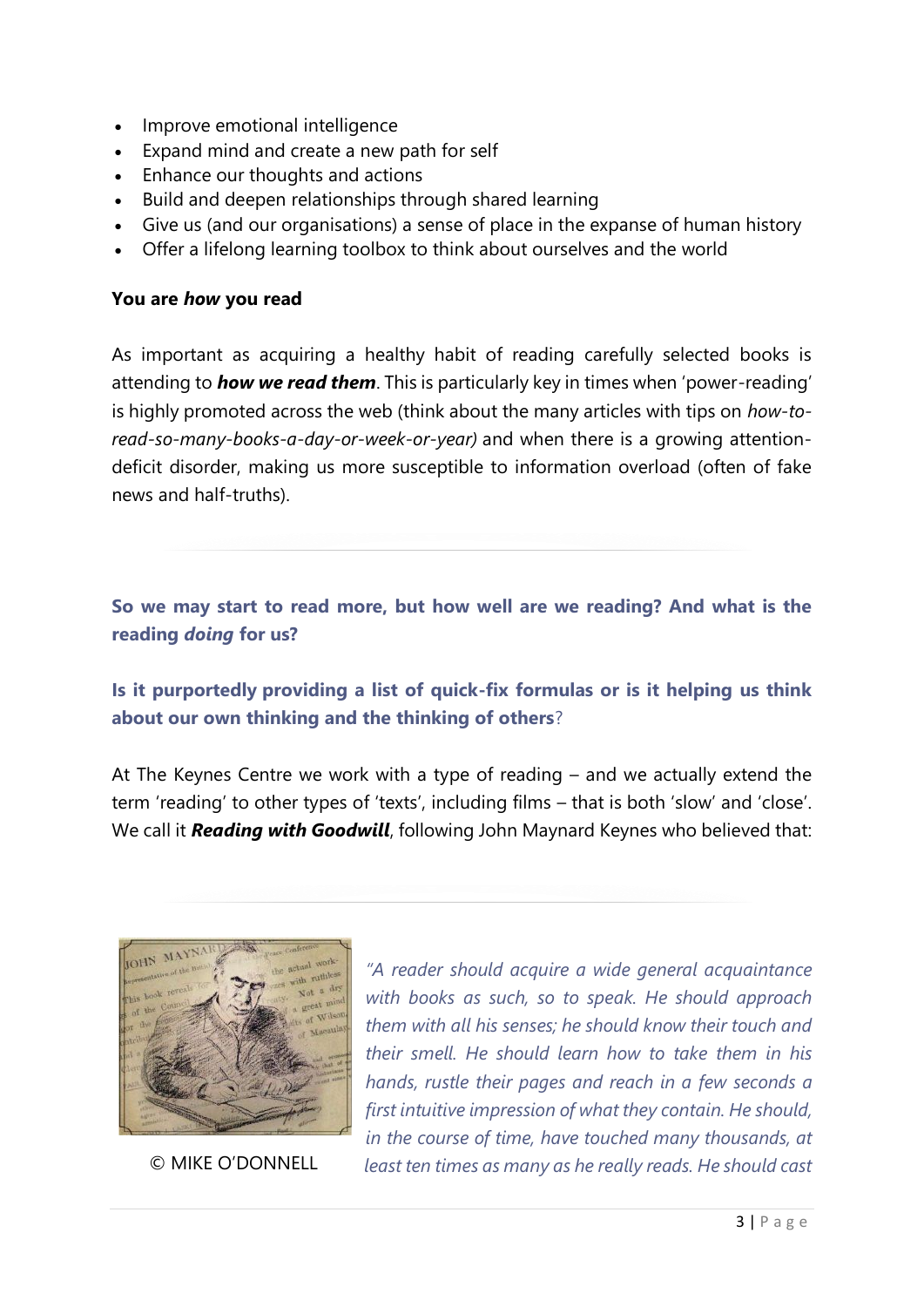- Improve emotional intelligence
- Expand mind and create a new path for self
- Enhance our thoughts and actions
- Build and deepen relationships through shared learning
- Give us (and our organisations) a sense of place in the expanse of human history
- Offer a lifelong learning toolbox to think about ourselves and the world

**You are *how* you read**

As important as acquiring a healthy habit of reading carefully selected books is attending to ***how we read them***. This is particularly key in times when 'power-reading' is highly promoted across the web (think about the many articles with tips on *how-to-read-so-many-books-a-day-or-week-or-year)* and when there is a growing attention-deficit disorder, making us more susceptible to information overload (often of fake news and half-truths).

---

**So we may start to read more, but how well are we reading? And what is the reading *doing* for us?**

**Is it purportedly providing a list of quick-fix formulas or is it helping us think about our own thinking and the thinking of others**?

At The Keynes Centre we work with a type of reading – and we actually extend the term 'reading' to other types of 'texts', including films – that is both 'slow' and 'close'. We call it ***Reading with Goodwill***, following John Maynard Keynes who believed that:

---

© MIKE O'DONNELL

*"A reader should acquire a wide general acquaintance with books as such, so to speak. He should approach them with all his senses; he should know their touch and their smell. He should learn how to take them in his hands, rustle their pages and reach in a few seconds a first intuitive impression of what they contain. He should, in the course of time, have touched many thousands, at least ten times as many as he really reads. He should cast*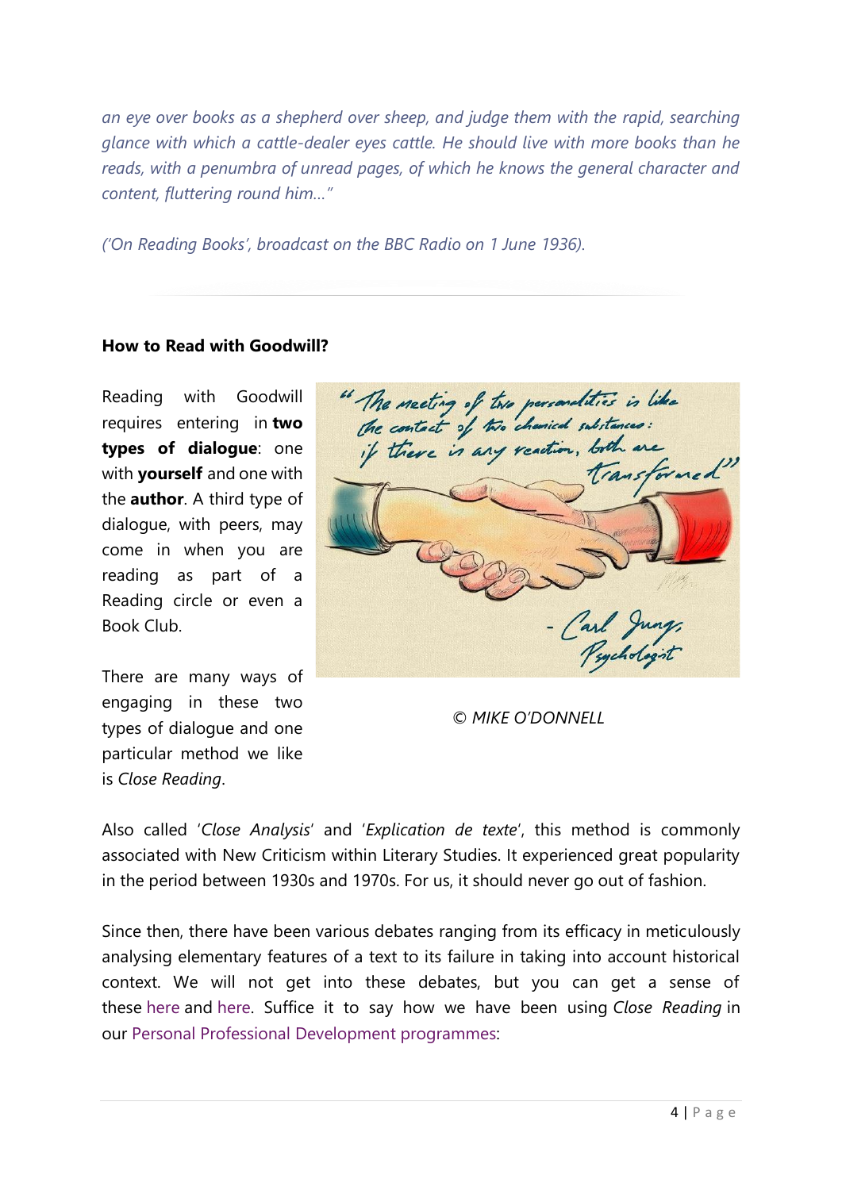*an eye over books as a shepherd over sheep, and judge them with the rapid, searching glance with which a cattle-dealer eyes cattle. He should live with more books than he reads, with a penumbra of unread pages, of which he knows the general character and content, fluttering round him…"*

*('On Reading Books', broadcast on the BBC Radio on 1 June 1936).*

---

**How to Read with Goodwill?**

Reading with Goodwill requires entering in **two types of dialogue**: one with **yourself** and one with the **author**. A third type of dialogue, with peers, may come in when you are reading as part of a Reading circle or even a Book Club.

There are many ways of engaging in these two types of dialogue and one particular method we like is *Close Reading*.

*© MIKE O'DONNELL*

Also called '*Close Analysis*' and '*Explication de texte*', this method is commonly associated with New Criticism within Literary Studies. It experienced great popularity in the period between 1930s and 1970s. For us, it should never go out of fashion.

Since then, there have been various debates ranging from its efficacy in meticulously analysing elementary features of a text to its failure in taking into account historical context. We will not get into these debates, but you can get a sense of these here and here. Suffice it to say how we have been using *Close Reading* in our Personal Professional Development programmes: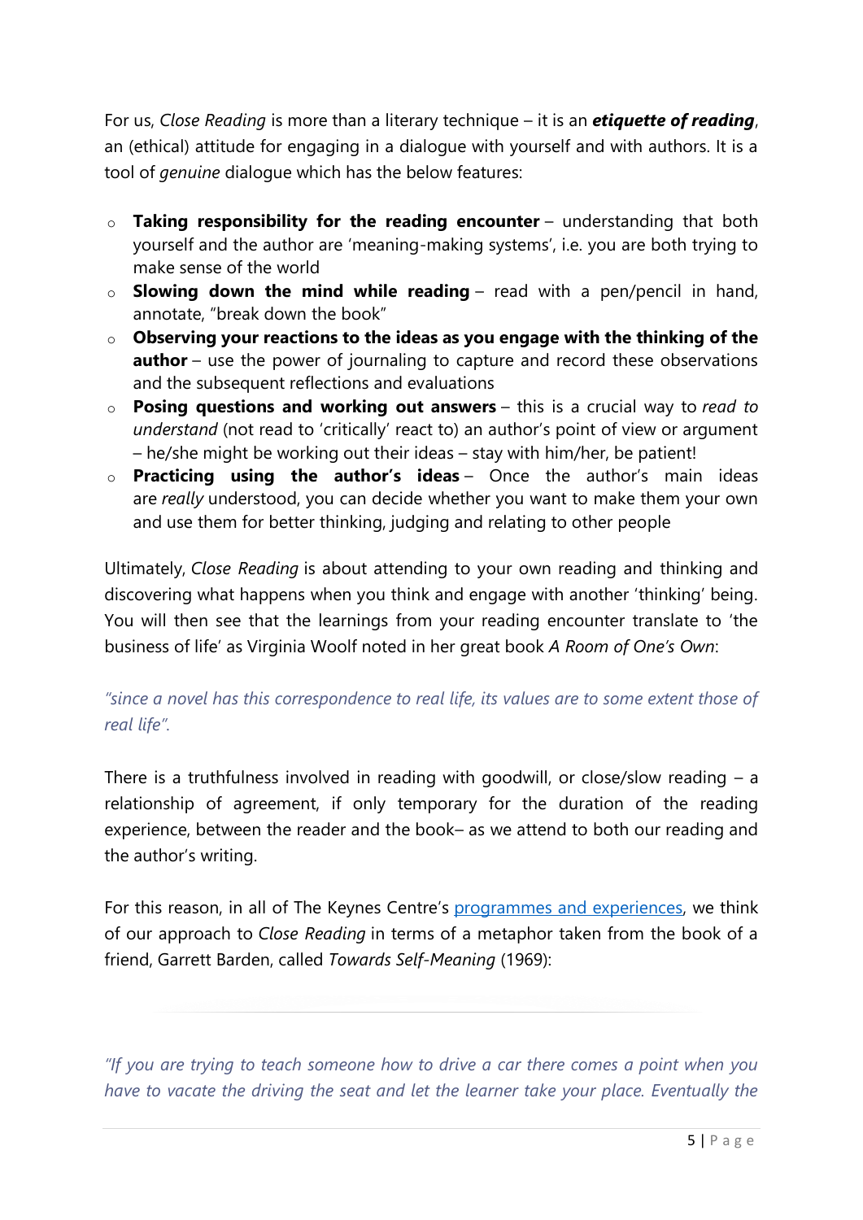For us, *Close Reading* is more than a literary technique – it is an ***etiquette of reading***, an (ethical) attitude for engaging in a dialogue with yourself and with authors. It is a tool of *genuine* dialogue which has the below features:

- **Taking responsibility for the reading encounter** – understanding that both yourself and the author are 'meaning-making systems', i.e. you are both trying to make sense of the world
- **Slowing down the mind while reading** – read with a pen/pencil in hand, annotate, "break down the book"
- **Observing your reactions to the ideas as you engage with the thinking of the author** – use the power of journaling to capture and record these observations and the subsequent reflections and evaluations
- **Posing questions and working out answers** – this is a crucial way to *read to understand* (not read to 'critically' react to) an author's point of view or argument – he/she might be working out their ideas – stay with him/her, be patient!
- **Practicing using the author's ideas** – Once the author's main ideas are *really* understood, you can decide whether you want to make them your own and use them for better thinking, judging and relating to other people

Ultimately, *Close Reading* is about attending to your own reading and thinking and discovering what happens when you think and engage with another 'thinking' being. You will then see that the learnings from your reading encounter translate to 'the business of life' as Virginia Woolf noted in her great book *A Room of One's Own*:

*"since a novel has this correspondence to real life, its values are to some extent those of real life".*

There is a truthfulness involved in reading with goodwill, or close/slow reading – a relationship of agreement, if only temporary for the duration of the reading experience, between the reader and the book– as we attend to both our reading and the author's writing.

For this reason, in all of The Keynes Centre's programmes and experiences, we think of our approach to *Close Reading* in terms of a metaphor taken from the book of a friend, Garrett Barden, called *Towards Self-Meaning* (1969):

*"If you are trying to teach someone how to drive a car there comes a point when you have to vacate the driving the seat and let the learner take your place. Eventually the*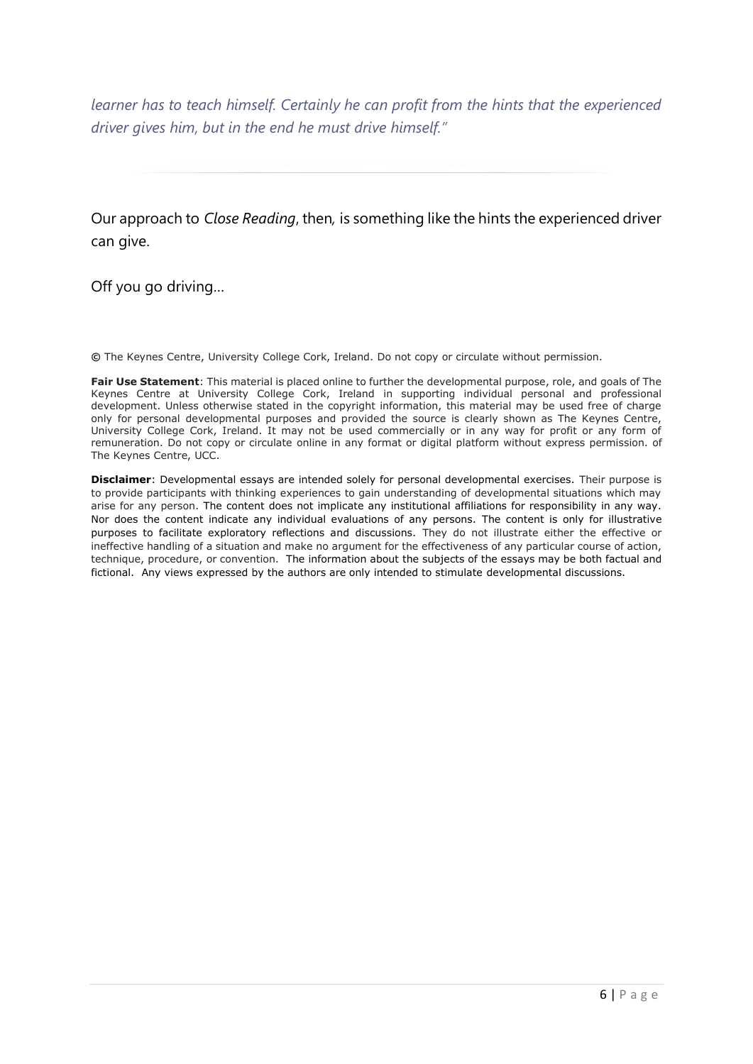*learner has to teach himself. Certainly he can profit from the hints that the experienced driver gives him, but in the end he must drive himself."*

Our approach to *Close Reading*, then, is something like the hints the experienced driver can give.

Off you go driving…

**©** The Keynes Centre, University College Cork, Ireland. Do not copy or circulate without permission.

**Fair Use Statement**: This material is placed online to further the developmental purpose, role, and goals of The Keynes Centre at University College Cork, Ireland in supporting individual personal and professional development. Unless otherwise stated in the copyright information, this material may be used free of charge only for personal developmental purposes and provided the source is clearly shown as The Keynes Centre, University College Cork, Ireland. It may not be used commercially or in any way for profit or any form of remuneration. Do not copy or circulate online in any format or digital platform without express permission. of The Keynes Centre, UCC.

**Disclaimer**: Developmental essays are intended solely for personal developmental exercises. Their purpose is to provide participants with thinking experiences to gain understanding of developmental situations which may arise for any person. The content does not implicate any institutional affiliations for responsibility in any way. Nor does the content indicate any individual evaluations of any persons. The content is only for illustrative purposes to facilitate exploratory reflections and discussions. They do not illustrate either the effective or ineffective handling of a situation and make no argument for the effectiveness of any particular course of action, technique, procedure, or convention. The information about the subjects of the essays may be both factual and fictional. Any views expressed by the authors are only intended to stimulate developmental discussions.